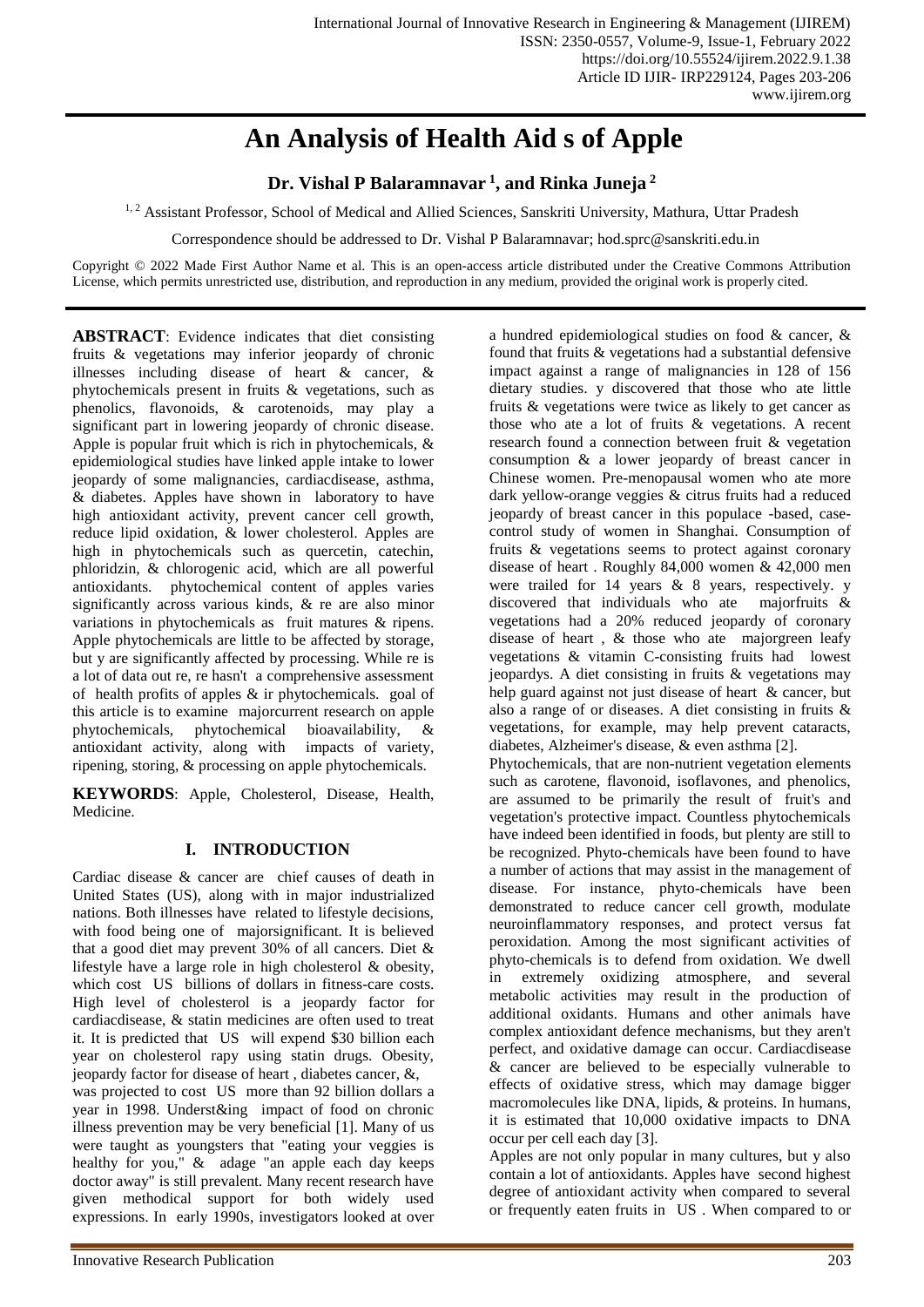# An Analysis of Health Aid s of Apple

**Dr. Vishal P Balaramnavar [1], and Rinka Juneja [2]**

[1, 2] Assistant Professor, School of Medical and Allied Sciences, Sanskriti University, Mathura, Uttar Pradesh

Correspondence should be addressed to Dr. Vishal P Balaramnavar; hod.sprc@sanskriti.edu.in

Copyright © 2022 Made First Author Name et al. This is an open-access article distributed under the Creative Commons Attribution License, which permits unrestricted use, distribution, and reproduction in any medium, provided the original work is properly cited.

**ABSTRACT**: Evidence indicates that diet consisting fruits & vegetations may inferior jeopardy of chronic illnesses including disease of heart & cancer, & phytochemicals present in fruits & vegetations, such as phenolics, flavonoids, & carotenoids, may play a significant part in lowering jeopardy of chronic disease. Apple is popular fruit which is rich in phytochemicals, & epidemiological studies have linked apple intake to lower jeopardy of some malignancies, cardiacdisease, asthma, & diabetes. Apples have shown in laboratory to have high antioxidant activity, prevent cancer cell growth, reduce lipid oxidation, & lower cholesterol. Apples are high in phytochemicals such as quercetin, catechin, phloridzin, & chlorogenic acid, which are all powerful antioxidants. phytochemical content of apples varies significantly across various kinds, & re are also minor variations in phytochemicals as fruit matures & ripens. Apple phytochemicals are little to be affected by storage, but y are significantly affected by processing. While re is a lot of data out re, re hasn't a comprehensive assessment of health profits of apples & ir phytochemicals. goal of this article is to examine majorcurrent research on apple phytochemicals, phytochemical bioavailability, & antioxidant activity, along with impacts of variety, ripening, storing, & processing on apple phytochemicals.

**KEYWORDS**: Apple, Cholesterol, Disease, Health, Medicine.

## I. INTRODUCTION

Cardiac disease & cancer are chief causes of death in United States (US), along with in major industrialized nations. Both illnesses have related to lifestyle decisions, with food being one of majorsignificant. It is believed that a good diet may prevent 30% of all cancers. Diet & lifestyle have a large role in high cholesterol & obesity, which cost US billions of dollars in fitness-care costs. High level of cholesterol is a jeopardy factor for cardiacdisease, & statin medicines are often used to treat it. It is predicted that US will expend $30 billion each year on cholesterol rapy using statin drugs. Obesity, jeopardy factor for disease of heart , diabetes cancer, &, was projected to cost US more than 92 billion dollars a year in 1998. Underst&ing impact of food on chronic illness prevention may be very beneficial [1]. Many of us were taught as youngsters that "eating your veggies is healthy for you," & adage "an apple each day keeps doctor away" is still prevalent. Many recent research have given methodical rapport for both widely used expressions. In early 1990s, investigators looked at over a hundred epidemiological studies on food & cancer, & found that fruits & vegetations had a substantial defensive impact against a range of malignancies in 128 of 156 dietary studies. y discovered that those who ate little fruits & vegetations were twice as likely to get cancer as those who ate a lot of fruits & vegetations. A recent research found a connection between fruit & vegetation consumption & a lower jeopardy of breast cancer in Chinese women. Pre-menopausal women who ate more dark yellow-orange veggies & citrus fruits had a reduced jeopardy of breast cancer in this populace -based, case-control study of women in Shanghai. Consumption of fruits & vegetations seems to protect against coronary disease of heart . Roughly 84,000 women & 42,000 men were trailed for 14 years & 8 years, respectively. y discovered that individuals who ate majorfruits & vegetations had a 20% reduced jeopardy of coronary disease of heart , & those who ate majorgreen leafy vegetations & vitamin C-consisting fruits had lowest jeopardys. A diet consisting in fruits & vegetations may help guard against not just disease of heart & cancer, but also a range of or diseases. A diet consisting in fruits & vegetations, for example, may help prevent cataracts, diabetes, Alzheimer's disease, & even asthma [2].

Phytochemicals, that are non-nutrient vegetation elements such as carotene, flavonoid, isoflavones, and phenolics, are assumed to be primarily the result of fruit's and vegetation's protective impact. Countless phytochemicals have indeed been identified in foods, but plenty are still to be recognized. Phyto-chemicals have been found to have a number of actions that may assist in the management of disease. For instance, phyto-chemicals have been demonstrated to reduce cancer cell growth, modulate neuroinflammatory responses, and protect versus fat peroxidation. Among the most significant activities of phyto-chemicals is to defend from oxidation. We dwell in extremely oxidizing atmosphere, and several metabolic activities may result in the production of additional oxidants. Humans and other animals have complex antioxidant defence mechanisms, but they aren't perfect, and oxidative damage can occur. Cardiacdisease & cancer are believed to be especially vulnerable to effects of oxidative stress, which may damage bigger macromolecules like DNA, lipids, & proteins. In humans, it is estimated that 10,000 oxidative impacts to DNA occur per cell each day [3].

Apples are not only popular in many cultures, but y also contain a lot of antioxidants. Apples have second highest degree of antioxidant activity when compared to several or frequently eaten fruits in US . When compared to or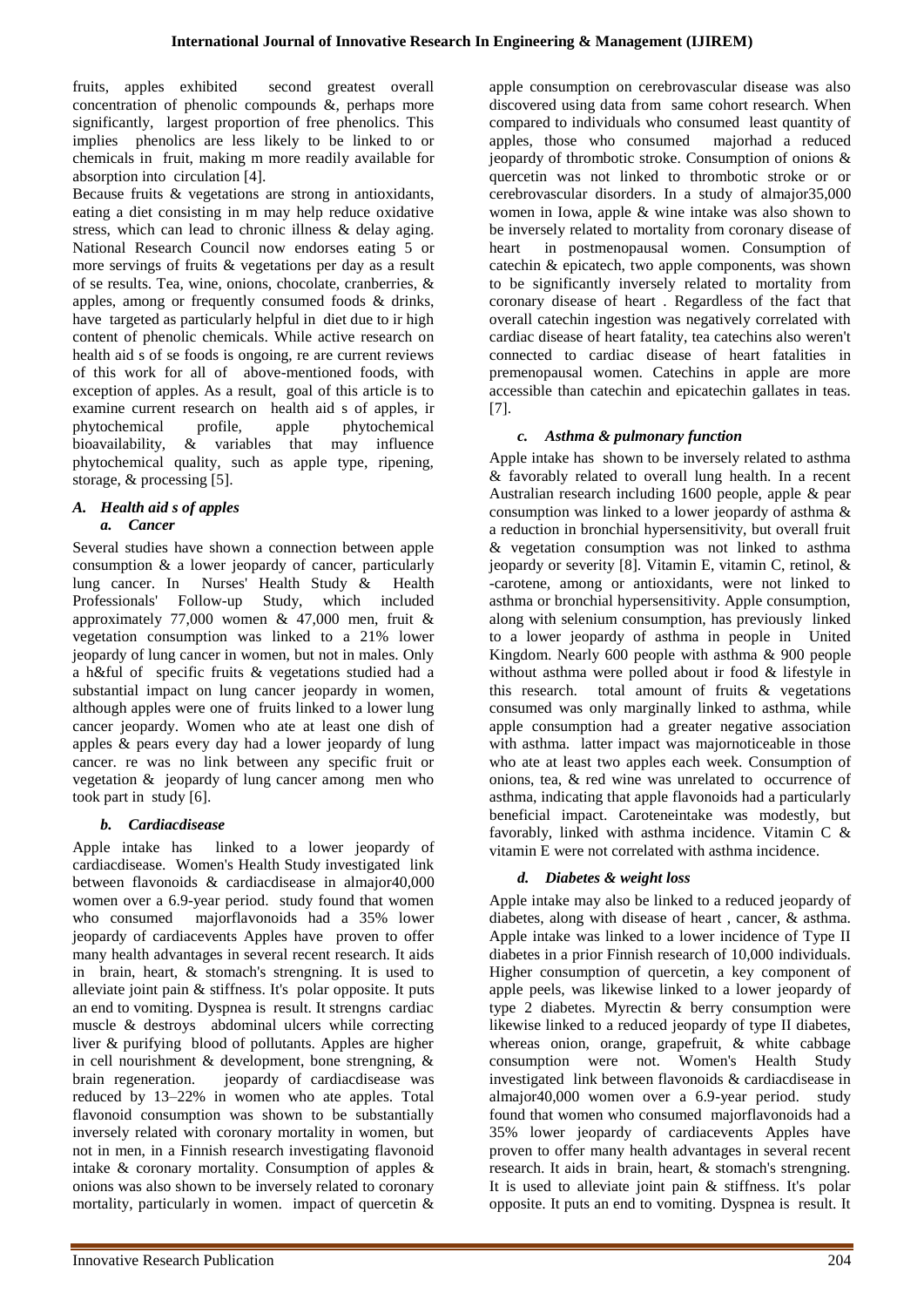fruits, apples exhibited second greatest overall concentration of phenolic compounds &, perhaps more significantly, largest proportion of free phenolics. This implies phenolics are less likely to be linked to or chemicals in fruit, making m more readily available for absorption into circulation [4].

Because fruits & vegetations are strong in antioxidants, eating a diet consisting in m may help reduce oxidative stress, which can lead to chronic illness & delay aging. National Research Council now endorses eating 5 or more servings of fruits & vegetations per day as a result of se results. Tea, wine, onions, chocolate, cranberries, & apples, among or frequently consumed foods & drinks, have targeted as particularly helpful in diet due to ir high content of phenolic chemicals. While active research on health aid s of se foods is ongoing, re are current reviews of this work for all of above-mentioned foods, with exception of apples. As a result, goal of this article is to examine current research on health aid s of apples, ir phytochemical profile, apple phytochemical bioavailability, & variables that may influence phytochemical quality, such as apple type, ripening, storage, & processing [5].

### *A. Health aid s of apples*

#### *a. Cancer*

Several studies have shown a connection between apple consumption & a lower jeopardy of cancer, particularly lung cancer. In Nurses' Health Study & Health Professionals' Follow-up Study, which included approximately 77,000 women & 47,000 men, fruit & vegetation consumption was linked to a 21% lower jeopardy of lung cancer in women, but not in males. Only a h&ful of specific fruits & vegetations studied had a substantial impact on lung cancer jeopardy in women, although apples were one of fruits linked to a lower lung cancer jeopardy. Women who ate at least one dish of apples & pears every day had a lower jeopardy of lung cancer. re was no link between any specific fruit or vegetation & jeopardy of lung cancer among men who took part in study [6].

#### *b. Cardiacdisease*

Apple intake has linked to a lower jeopardy of cardiacdisease. Women's Health Study investigated link between flavonoids & cardiacdisease in almajor40,000 women over a 6.9-year period. study found that women who consumed majorflavonoids had a 35% lower jeopardy of cardiacevents Apples have proven to offer many health advantages in several recent research. It aids in brain, heart, & stomach's strengning. It is used to alleviate joint pain & stiffness. It's polar opposite. It puts an end to vomiting. Dyspnea is result. It strengns cardiac muscle & destroys abdominal ulcers while correcting liver & purifying blood of pollutants. Apples are higher in cell nourishment & development, bone strengning, & brain regeneration. jeopardy of cardiacdisease was reduced by 13–22% in women who ate apples. Total flavonoid consumption was shown to be substantially inversely related with coronary mortality in women, but not in men, in a Finnish research investigating flavonoid intake & coronary mortality. Consumption of apples & onions was also shown to be inversely related to coronary mortality, particularly in women. impact of quercetin & apple consumption on cerebrovascular disease was also discovered using data from same cohort research. When compared to individuals who consumed least quantity of apples, those who consumed majorhad a reduced jeopardy of thrombotic stroke. Consumption of onions & quercetin was not linked to thrombotic stroke or or cerebrovascular disorders. In a study of almajor35,000 women in Iowa, apple & wine intake was also shown to be inversely related to mortality from coronary disease of heart in postmenopausal women. Consumption of catechin & epicatech, two apple components, was shown to be significantly inversely related to mortality from coronary disease of heart . Regardless of the fact that overall catechin ingestion was negatively correlated with cardiac disease of heart fatality, tea catechins also weren't connected to cardiac disease of heart fatalities in premenopausal women. Catechins in apple are more accessible than catechin and epicatechin gallates in teas. [7].

#### *c. Asthma & pulmonary function*

Apple intake has shown to be inversely related to asthma & favorably related to overall lung health. In a recent Australian research including 1600 people, apple & pear consumption was linked to a lower jeopardy of asthma & a reduction in bronchial hypersensitivity, but overall fruit & vegetation consumption was not linked to asthma jeopardy or severity [8]. Vitamin E, vitamin C, retinol, & -carotene, among or antioxidants, were not linked to asthma or bronchial hypersensitivity. Apple consumption, along with selenium consumption, has previously linked to a lower jeopardy of asthma in people in United Kingdom. Nearly 600 people with asthma & 900 people without asthma were polled about ir food & lifestyle in this research. total amount of fruits & vegetations consumed was only marginally linked to asthma, while apple consumption had a greater negative association with asthma. latter impact was majornoticeable in those who ate at least two apples each week. Consumption of onions, tea, & red wine was unrelated to occurrence of asthma, indicating that apple flavonoids had a particularly beneficial impact. Caroteneintake was modestly, but favorably, linked with asthma incidence. Vitamin C & vitamin E were not correlated with asthma incidence.

#### *d. Diabetes & weight loss*

Apple intake may also be linked to a reduced jeopardy of diabetes, along with disease of heart , cancer, & asthma. Apple intake was linked to a lower incidence of Type II diabetes in a prior Finnish research of 10,000 individuals. Higher consumption of quercetin, a key component of apple peels, was likewise linked to a lower jeopardy of type 2 diabetes. Myrectin & berry consumption were likewise linked to a reduced jeopardy of type II diabetes, whereas onion, orange, grapefruit, & white cabbage consumption were not. Women's Health Study investigated link between flavonoids & cardiacdisease in almajor40,000 women over a 6.9-year period. study found that women who consumed majorflavonoids had a 35% lower jeopardy of cardiacevents Apples have proven to offer many health advantages in several recent research. It aids in brain, heart, & stomach's strengning. It is used to alleviate joint pain & stiffness. It's polar opposite. It puts an end to vomiting. Dyspnea is result. It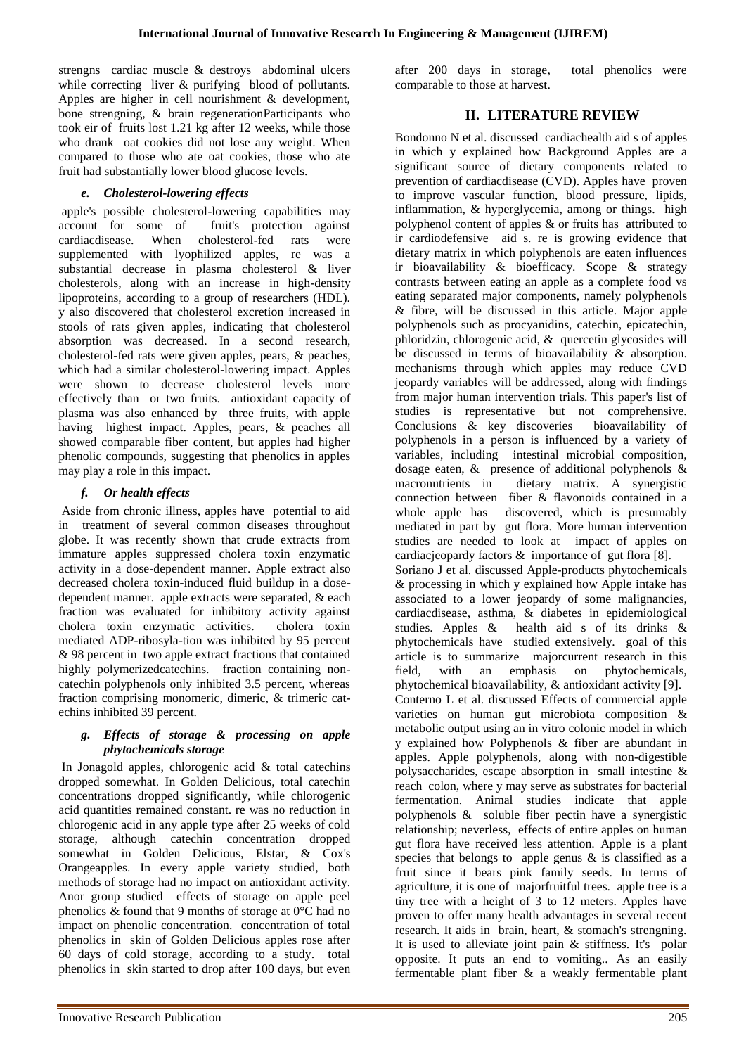strengns cardiac muscle & destroys abdominal ulcers while correcting liver & purifying blood of pollutants. Apples are higher in cell nourishment & development, bone strengning, & brain regenerationParticipants who took eir of fruits lost 1.21 kg after 12 weeks, while those who drank oat cookies did not lose any weight. When compared to those who ate oat cookies, those who ate fruit had substantially lower blood glucose levels.

### *e. Cholesterol-lowering effects*

apple's possible cholesterol-lowering capabilities may account for some of fruit's protection against cardiacdisease. When cholesterol-fed rats were supplemented with lyophilized apples, re was a substantial decrease in plasma cholesterol & liver cholesterols, along with an increase in high-density lipoproteins, according to a group of researchers (HDL). y also discovered that cholesterol excretion increased in stools of rats given apples, indicating that cholesterol absorption was decreased. In a second research, cholesterol-fed rats were given apples, pears, & peaches, which had a similar cholesterol-lowering impact. Apples were shown to decrease cholesterol levels more effectively than or two fruits. antioxidant capacity of plasma was also enhanced by three fruits, with apple having highest impact. Apples, pears, & peaches all showed comparable fiber content, but apples had higher phenolic compounds, suggesting that phenolics in apples may play a role in this impact.

### *f. Or health effects*

Aside from chronic illness, apples have potential to aid in treatment of several common diseases throughout globe. It was recently shown that crude extracts from immature apples suppressed cholera toxin enzymatic activity in a dose-dependent manner. Apple extract also decreased cholera toxin-induced fluid buildup in a dose-dependent manner. apple extracts were separated, & each fraction was evaluated for inhibitory activity against cholera toxin enzymatic activities. cholera toxin mediated ADP-ribosyla-tion was inhibited by 95 percent & 98 percent in two apple extract fractions that contained highly polymerizedcatechins. fraction containing non-catechin polyphenols only inhibited 3.5 percent, whereas fraction comprising monomeric, dimeric, & trimeric catechins inhibited 39 percent.

### *g. Effects of storage & processing on apple phytochemicals storage*

In Jonagold apples, chlorogenic acid & total catechins dropped somewhat. In Golden Delicious, total catechin concentrations dropped significantly, while chlorogenic acid quantities remained constant. re was no reduction in chlorogenic acid in any apple type after 25 weeks of cold storage, although catechin concentration dropped somewhat in Golden Delicious, Elstar, & Cox's Orangeapples. In every apple variety studied, both methods of storage had no impact on antioxidant activity. Anor group studied effects of storage on apple peel phenolics & found that 9 months of storage at 0°C had no impact on phenolic concentration. concentration of total phenolics in skin of Golden Delicious apples rose after 60 days of cold storage, according to a study. total phenolics in skin started to drop after 100 days, but even after 200 days in storage, total phenolics were comparable to those at harvest.

## II. LITERATURE REVIEW

Bondonno N et al. discussed cardiachealth aid s of apples in which y explained how Background Apples are a significant source of dietary components related to prevention of cardiacdisease (CVD). Apples have proven to improve vascular function, blood pressure, lipids, inflammation, & hyperglycemia, among or things. high polyphenol content of apples & or fruits has attributed to ir cardiodefensive aid s. re is growing evidence that dietary matrix in which polyphenols are eaten influences ir bioavailability & bioefficacy. Scope & strategy contrasts between eating an apple as a complete food vs eating separated major components, namely polyphenols & fibre, will be discussed in this article. Major apple polyphenols such as procyanidins, catechin, epicatechin, phloridzin, chlorogenic acid, & quercetin glycosides will be discussed in terms of bioavailability & absorption. mechanisms through which apples may reduce CVD jeopardy variables will be addressed, along with findings from major human intervention trials. This paper's list of studies is representative but not comprehensive. Conclusions & key discoveries bioavailability of polyphenols in a person is influenced by a variety of variables, including intestinal microbial composition, dosage eaten, & presence of additional polyphenols & macronutrients in dietary matrix. A synergistic connection between fiber & flavonoids contained in a whole apple has discovered, which is presumably mediated in part by gut flora. More human intervention studies are needed to look at impact of apples on cardiacjeopardy factors & importance of gut flora [8].

Soriano J et al. discussed Apple-products phytochemicals & processing in which y explained how Apple intake has associated to a lower jeopardy of some malignancies, cardiacdisease, asthma, & diabetes in epidemiological studies. Apples & health aid s of its drinks & phytochemicals have studied extensively. goal of this article is to summarize majorcurrent research in this field, with an emphasis on phytochemicals, phytochemical bioavailability, & antioxidant activity [9].

Conterno L et al. discussed Effects of commercial apple varieties on human gut microbiota composition & metabolic output using an in vitro colonic model in which y explained how Polyphenols & fiber are abundant in apples. Apple polyphenols, along with non-digestible polysaccharides, escape absorption in small intestine & reach colon, where y may serve as substrates for bacterial fermentation. Animal studies indicate that apple polyphenols & soluble fiber pectin have a synergistic relationship; neverless, effects of entire apples on human gut flora have received less attention. Apple is a plant species that belongs to apple genus & is classified as a fruit since it bears pink family seeds. In terms of agriculture, it is one of majorfruitful trees. apple tree is a tiny tree with a height of 3 to 12 meters. Apples have proven to offer many health advantages in several recent research. It aids in brain, heart, & stomach's strengning. It is used to alleviate joint pain & stiffness. It's polar opposite. It puts an end to vomiting.. As an easily fermentable plant fiber & a weakly fermentable plant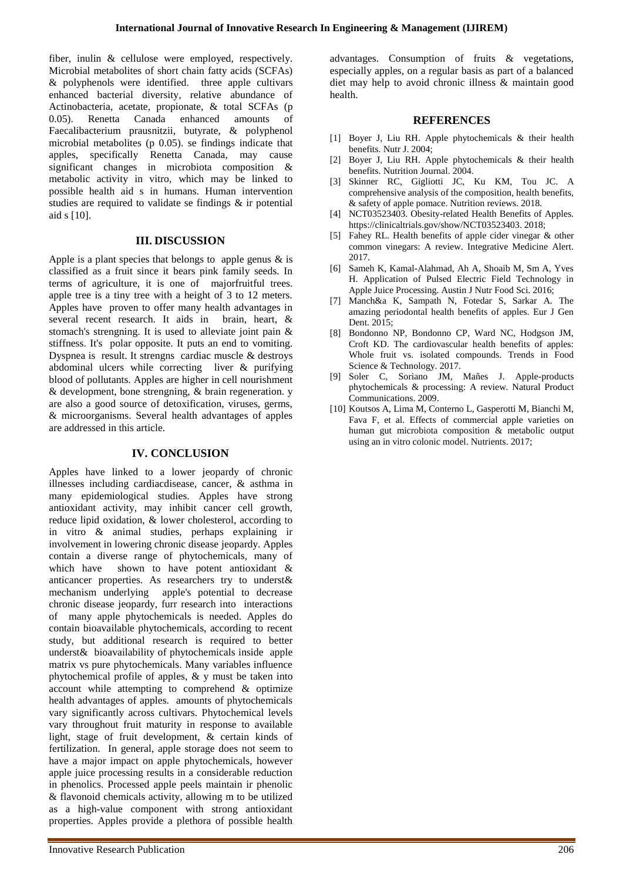fiber, inulin & cellulose were employed, respectively. Microbial metabolites of short chain fatty acids (SCFAs) & polyphenols were identified. three apple cultivars enhanced bacterial diversity, relative abundance of Actinobacteria, acetate, propionate, & total SCFAs (p 0.05). Renetta Canada enhanced amounts of Faecalibacterium prausnitzii, butyrate, & polyphenol microbial metabolites (p 0.05). se findings indicate that apples, specifically Renetta Canada, may cause significant changes in microbiota composition & metabolic activity in vitro, which may be linked to possible health aid s in humans. Human intervention studies are required to validate se findings & ir potential aid s [10].

## III. DISCUSSION

Apple is a plant species that belongs to apple genus & is classified as a fruit since it bears pink family seeds. In terms of agriculture, it is one of majorfruitful trees. apple tree is a tiny tree with a height of 3 to 12 meters. Apples have proven to offer many health advantages in several recent research. It aids in brain, heart, & stomach's strengning. It is used to alleviate joint pain & stiffness. It's polar opposite. It puts an end to vomiting. Dyspnea is result. It strengns cardiac muscle & destroys abdominal ulcers while correcting liver & purifying blood of pollutants. Apples are higher in cell nourishment & development, bone strengning, & brain regeneration. y are also a good source of detoxification, viruses, germs, & microorganisms. Several health advantages of apples are addressed in this article.

## IV. CONCLUSION

Apples have linked to a lower jeopardy of chronic illnesses including cardiacdisease, cancer, & asthma in many epidemiological studies. Apples have strong antioxidant activity, may inhibit cancer cell growth, reduce lipid oxidation, & lower cholesterol, according to in vitro & animal studies, perhaps explaining ir involvement in lowering chronic disease jeopardy. Apples contain a diverse range of phytochemicals, many of which have shown to have potent antioxidant & anticancer properties. As researchers try to underst& mechanism underlying apple's potential to decrease chronic disease jeopardy, furr research into interactions of many apple phytochemicals is needed. Apples do contain bioavailable phytochemicals, according to recent study, but additional research is required to better underst& bioavailability of phytochemicals inside apple matrix vs pure phytochemicals. Many variables influence phytochemical profile of apples, & y must be taken into account while attempting to comprehend & optimize health advantages of apples. amounts of phytochemicals vary significantly across cultivars. Phytochemical levels vary throughout fruit maturity in response to available light, stage of fruit development, & certain kinds of fertilization. In general, apple storage does not seem to have a major impact on apple phytochemicals, however apple juice processing results in a considerable reduction in phenolics. Processed apple peels maintain ir phenolic & flavonoid chemicals activity, allowing m to be utilized as a high-value component with strong antioxidant properties. Apples provide a plethora of possible health advantages. Consumption of fruits & vegetations, especially apples, on a regular basis as part of a balanced diet may help to avoid chronic illness & maintain good health.

## REFERENCES

[1] Boyer J, Liu RH. Apple phytochemicals & their health benefits. Nutr J. 2004;

[2] Boyer J, Liu RH. Apple phytochemicals & their health benefits. Nutrition Journal. 2004.

[3] Skinner RC, Gigliotti JC, Ku KM, Tou JC. A comprehensive analysis of the composition, health benefits, & safety of apple pomace. Nutrition reviews. 2018.

[4] NCT03523403. Obesity-related Health Benefits of Apples. https://clinicaltrials.gov/show/NCT03523403. 2018;

[5] Fahey RL. Health benefits of apple cider vinegar & other common vinegars: A review. Integrative Medicine Alert. 2017.

[6] Sameh K, Kamal-Alahmad, Ah A, Shoaib M, Sm A, Yves H. Application of Pulsed Electric Field Technology in Apple Juice Processing. Austin J Nutr Food Sci. 2016;

[7] Manch&a K, Sampath N, Fotedar S, Sarkar A. The amazing periodontal health benefits of apples. Eur J Gen Dent. 2015;

[8] Bondonno NP, Bondonno CP, Ward NC, Hodgson JM, Croft KD. The cardiovascular health benefits of apples: Whole fruit vs. isolated compounds. Trends in Food Science & Technology. 2017.

[9] Soler C, Soriano JM, Mañes J. Apple-products phytochemicals & processing: A review. Natural Product Communications. 2009.

[10] Koutsos A, Lima M, Conterno L, Gasperotti M, Bianchi M, Fava F, et al. Effects of commercial apple varieties on human gut microbiota composition & metabolic output using an in vitro colonic model. Nutrients. 2017;